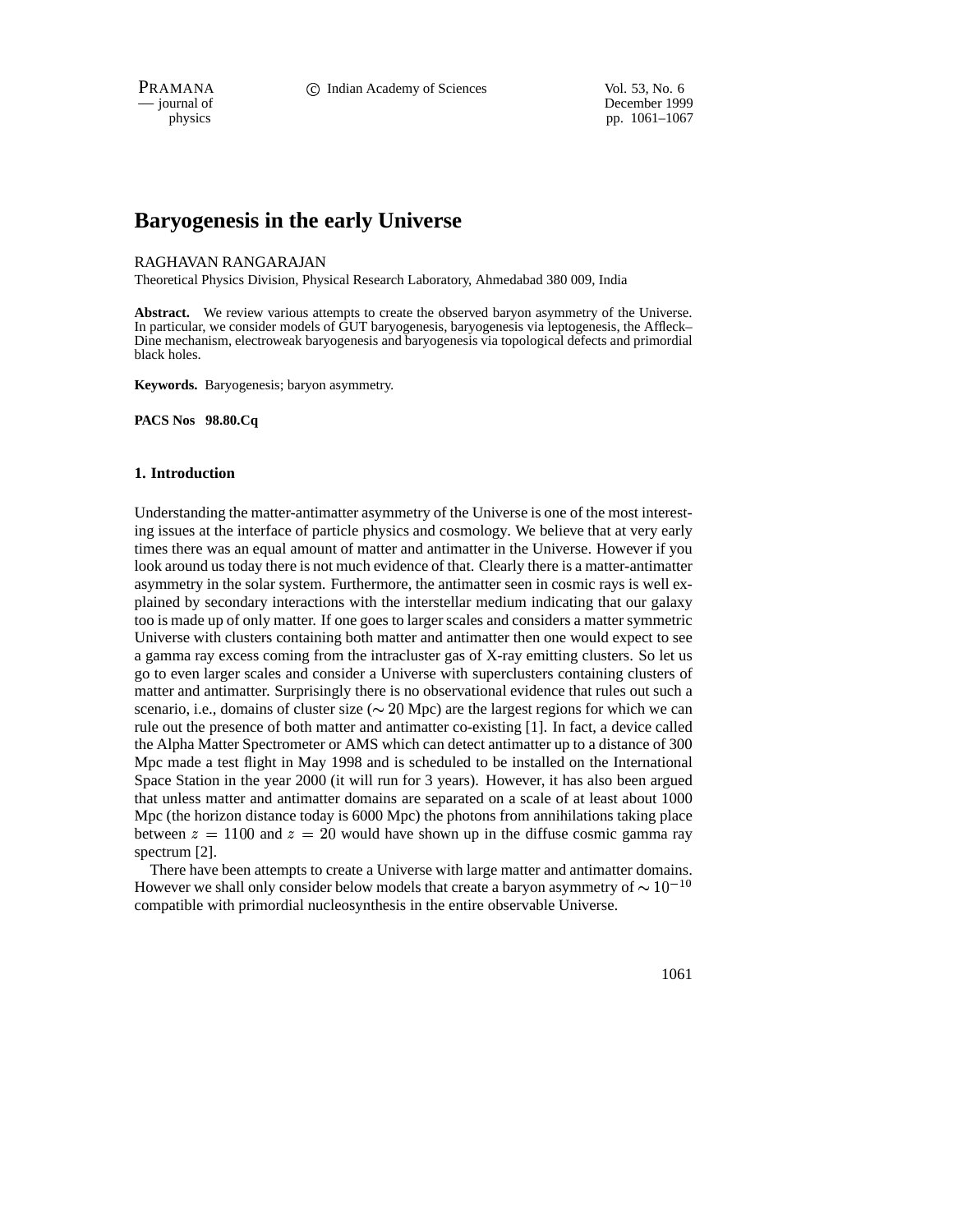# Baryogenesis in the early Universe

RAGHAVAN RANGARAJAN

Theoretical Physics Division, Physical Research Laboratory, Ahmedabad 380 009, India

**Abstract.** We review various attempts to create the observed baryon asymmetry of the Universe. In particular, we consider models of GUT baryogenesis, baryogenesis via leptogenesis, the Affleck–Dine mechanism, electroweak baryogenesis and baryogenesis via topological defects and primordial black holes.

**Keywords.** Baryogenesis; baryon asymmetry.

**PACS Nos 98.80.Cq**

## 1. Introduction

Understanding the matter-antimatter asymmetry of the Universe is one of the most interesting issues at the interface of particle physics and cosmology. We believe that at very early times there was an equal amount of matter and antimatter in the Universe. However if you look around us today there is not much evidence of that. Clearly there is a matter-antimatter asymmetry in the solar system. Furthermore, the antimatter seen in cosmic rays is well explained by secondary interactions with the interstellar medium indicating that our galaxy too is made up of only matter. If one goes to larger scales and considers a matter symmetric Universe with clusters containing both matter and antimatter then one would expect to see a gamma ray excess coming from the intracluster gas of X-ray emitting clusters. So let us go to even larger scales and consider a Universe with superclusters containing clusters of matter and antimatter. Surprisingly there is no observational evidence that rules out such a scenario, i.e., domains of cluster size ($\sim 20$ Mpc) are the largest regions for which we can rule out the presence of both matter and antimatter co-existing [1]. In fact, a device called the Alpha Matter Spectrometer or AMS which can detect antimatter up to a distance of 300 Mpc made a test flight in May 1998 and is scheduled to be installed on the International Space Station in the year 2000 (it will run for 3 years). However, it has also been argued that unless matter and antimatter domains are separated on a scale of at least about 1000 Mpc (the horizon distance today is 6000 Mpc) the photons from annihilations taking place between $z = 1100$ and $z = 20$ would have shown up in the diffuse cosmic gamma ray spectrum [2].

There have been attempts to create a Universe with large matter and antimatter domains. However we shall only consider below models that create a baryon asymmetry of $\sim 10^{-10}$ compatible with primordial nucleosynthesis in the entire observable Universe.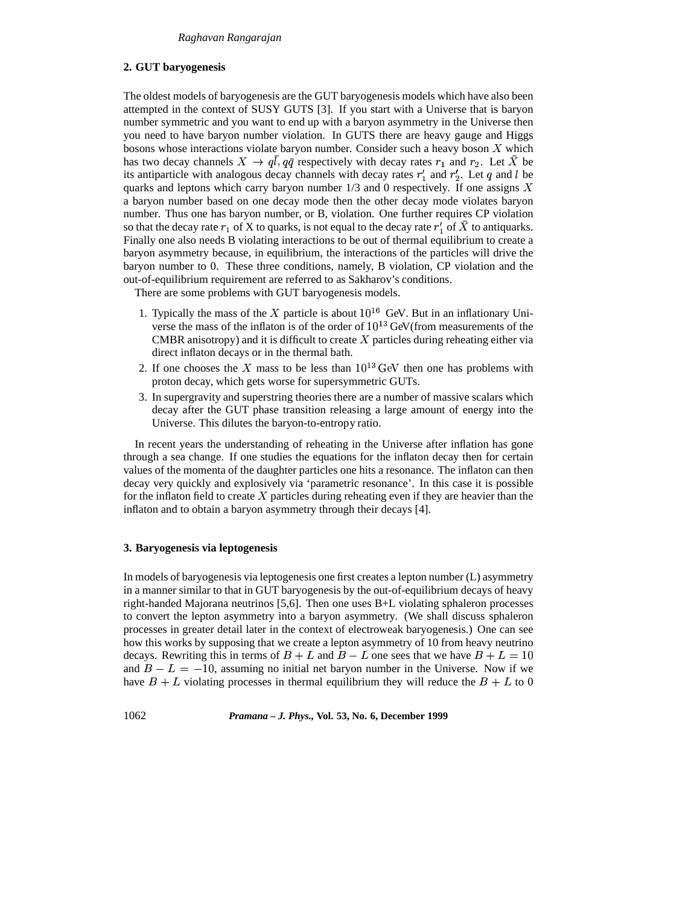## 2. GUT baryogenesis

The oldest models of baryogenesis are the GUT baryogenesis models which have also been attempted in the context of SUSY GUTS [3]. If you start with a Universe that is baryon number symmetric and you want to end up with a baryon asymmetry in the Universe then you need to have baryon number violation. In GUTS there are heavy gauge and Higgs bosons whose interactions violate baryon number. Consider such a heavy boson $X$ which has two decay channels $X \to q\bar{l}, q\bar{q}$ respectively with decay rates $r_1$ and $r_2$. Let $\bar{X}$ be its antiparticle with analogous decay channels with decay rates $r_1'$ and $r_2'$. Let $q$ and $l$ be quarks and leptons which carry baryon number 1/3 and 0 respectively. If one assigns $X$ a baryon number based on one decay mode then the other decay mode violates baryon number. Thus one has baryon number, or B, violation. One further requires CP violation so that the decay rate $r_1$ of X to quarks, is not equal to the decay rate $r_1'$ of $\bar{X}$ to antiquarks. Finally one also needs B violating interactions to be out of thermal equilibrium to create a baryon asymmetry because, in equilibrium, the interactions of the particles will drive the baryon number to 0. These three conditions, namely, B violation, CP violation and the out-of-equilibrium requirement are referred to as Sakharov's conditions.

There are some problems with GUT baryogenesis models.

1. Typically the mass of the $X$ particle is about $10^{16}$ GeV. But in an inflationary Universe the mass of the inflaton is of the order of $10^{13}$ GeV(from measurements of the CMBR anisotropy) and it is difficult to create $X$ particles during reheating either via direct inflaton decays or in the thermal bath.
2. If one chooses the $X$ mass to be less than $10^{13}$ GeV then one has problems with proton decay, which gets worse for supersymmetric GUTs.
3. In supergravity and superstring theories there are a number of massive scalars which decay after the GUT phase transition releasing a large amount of energy into the Universe. This dilutes the baryon-to-entropy ratio.

In recent years the understanding of reheating in the Universe after inflation has gone through a sea change. If one studies the equations for the inflaton decay then for certain values of the momenta of the daughter particles one hits a resonance. The inflaton can then decay very quickly and explosively via 'parametric resonance'. In this case it is possible for the inflaton field to create $X$ particles during reheating even if they are heavier than the inflaton and to obtain a baryon asymmetry through their decays [4].

## 3. Baryogenesis via leptogenesis

In models of baryogenesis via leptogenesis one first creates a lepton number (L) asymmetry in a manner similar to that in GUT baryogenesis by the out-of-equilibrium decays of heavy right-handed Majorana neutrinos [5,6]. Then one uses B+L violating sphaleron processes to convert the lepton asymmetry into a baryon asymmetry. (We shall discuss sphaleron processes in greater detail later in the context of electroweak baryogenesis.) One can see how this works by supposing that we create a lepton asymmetry of 10 from heavy neutrino decays. Rewriting this in terms of $B + L$ and $B - L$ one sees that we have $B + L = 10$ and $B - L = -10$, assuming no initial net baryon number in the Universe. Now if we have $B + L$ violating processes in thermal equilibrium they will reduce the $B + L$ to 0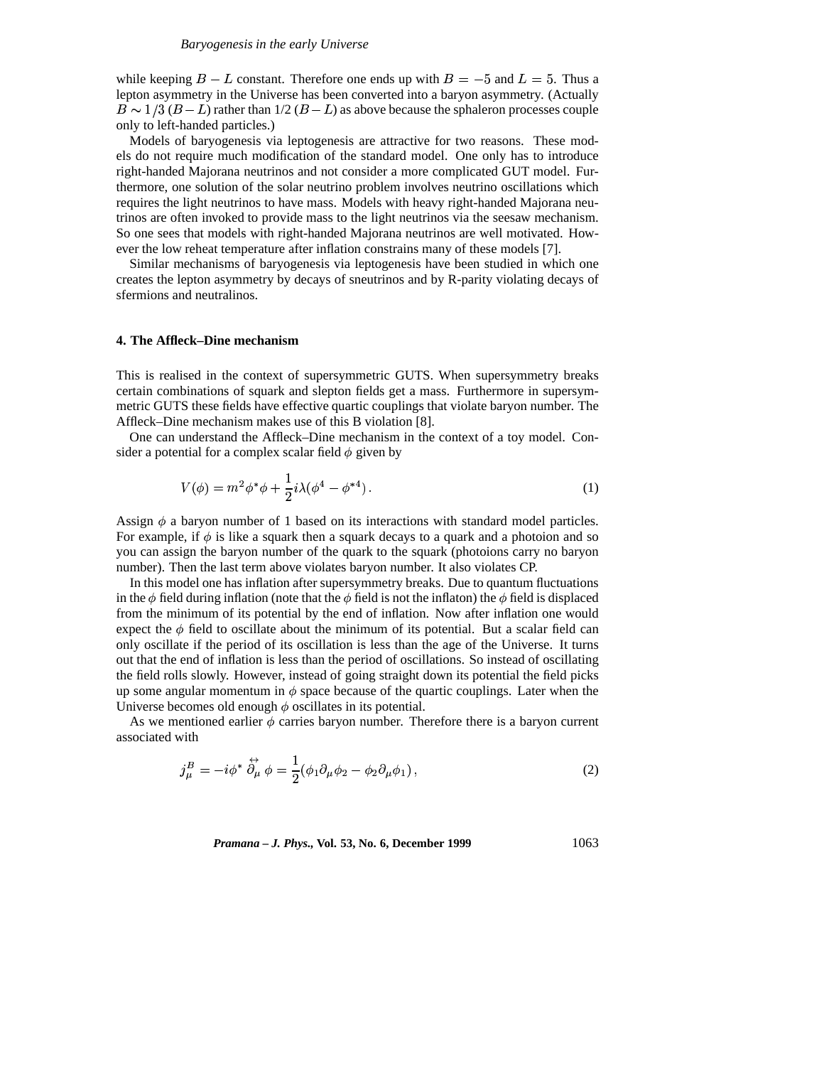while keeping $B - L$ constant. Therefore one ends up with $B = -5$ and $L = 5$. Thus a lepton asymmetry in the Universe has been converted into a baryon asymmetry. (Actually $B \sim 1/3\,(B - L)$ rather than 1/2 $(B - L)$ as above because the sphaleron processes couple only to left-handed particles.)

Models of baryogenesis via leptogenesis are attractive for two reasons. These models do not require much modification of the standard model. One only has to introduce right-handed Majorana neutrinos and not consider a more complicated GUT model. Furthermore, one solution of the solar neutrino problem involves neutrino oscillations which requires the light neutrinos to have mass. Models with heavy right-handed Majorana neutrinos are often invoked to provide mass to the light neutrinos via the seesaw mechanism. So one sees that models with right-handed Majorana neutrinos are well motivated. However the low reheat temperature after inflation constrains many of these models [7].

Similar mechanisms of baryogenesis via leptogenesis have been studied in which one creates the lepton asymmetry by decays of sneutrinos and by R-parity violating decays of sfermions and neutralinos.

## 4. The Affleck–Dine mechanism

This is realised in the context of supersymmetric GUTS. When supersymmetry breaks certain combinations of squark and slepton fields get a mass. Furthermore in supersymmetric GUTS these fields have effective quartic couplings that violate baryon number. The Affleck–Dine mechanism makes use of this B violation [8].

One can understand the Affleck–Dine mechanism in the context of a toy model. Consider a potential for a complex scalar field $\phi$ given by

$$V(\phi) = m^2 \phi^* \phi + \frac{1}{2} i \lambda (\phi^4 - \phi^{*4}) \,. \tag{1}$$

Assign $\phi$ a baryon number of 1 based on its interactions with standard model particles. For example, if $\phi$ is like a squark then a squark decays to a quark and a photoion and so you can assign the baryon number of the quark to the squark (photoions carry no baryon number). Then the last term above violates baryon number. It also violates CP.

In this model one has inflation after supersymmetry breaks. Due to quantum fluctuations in the $\phi$ field during inflation (note that the $\phi$ field is not the inflaton) the $\phi$ field is displaced from the minimum of its potential by the end of inflation. Now after inflation one would expect the $\phi$ field to oscillate about the minimum of its potential. But a scalar field can only oscillate if the period of its oscillation is less than the age of the Universe. It turns out that the end of inflation is less than the period of oscillations. So instead of oscillating the field rolls slowly. However, instead of going straight down its potential the field picks up some angular momentum in $\phi$ space because of the quartic couplings. Later when the Universe becomes old enough $\phi$ oscillates in its potential.

As we mentioned earlier $\phi$ carries baryon number. Therefore there is a baryon current associated with

$$j^B_\mu = -i \phi^* \overleftrightarrow{\partial}_\mu \phi = \frac{1}{2} (\phi_1 \partial_\mu \phi_2 - \phi_2 \partial_\mu \phi_1) \,, \tag{2}$$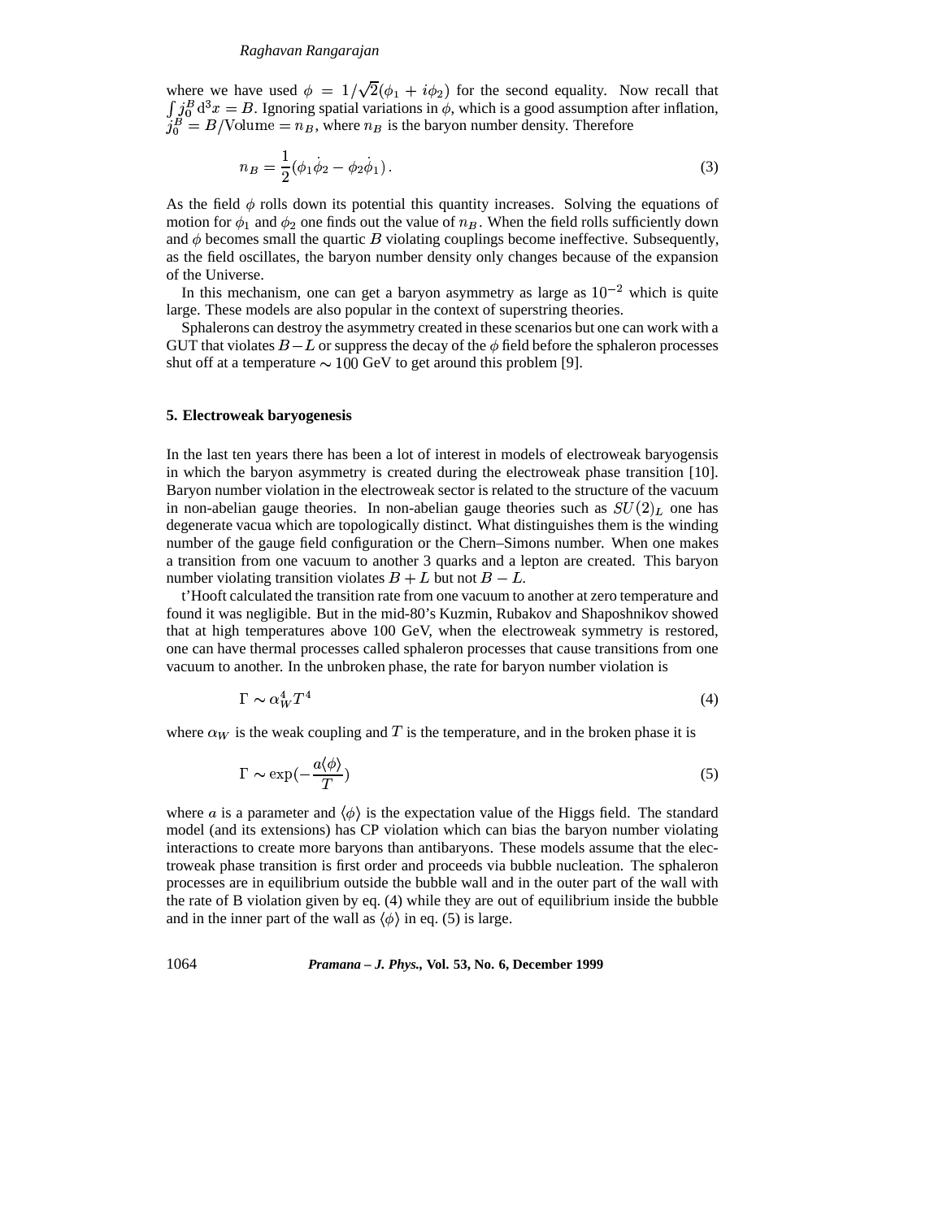where we have used $\phi = 1/\sqrt{2}(\phi_1 + i\phi_2)$ for the second equality. Now recall that $\int j_0^B \, \mathrm{d}^3x = B$. Ignoring spatial variations in $\phi$, which is a good assumption after inflation, $j_0^B = B/\text{Volume} = n_B$, where $n_B$ is the baryon number density. Therefore

$$n_B = \frac{1}{2}(\phi_1 \dot{\phi}_2 - \phi_2 \dot{\phi}_1) . \tag{3}$$

As the field $\phi$ rolls down its potential this quantity increases. Solving the equations of motion for $\phi_1$ and $\phi_2$ one finds out the value of $n_B$. When the field rolls sufficiently down and $\phi$ becomes small the quartic $B$ violating couplings become ineffective. Subsequently, as the field oscillates, the baryon number density only changes because of the expansion of the Universe.

In this mechanism, one can get a baryon asymmetry as large as $10^{-2}$ which is quite large. These models are also popular in the context of superstring theories.

Sphalerons can destroy the asymmetry created in these scenarios but one can work with a GUT that violates $B-L$ or suppress the decay of the $\phi$ field before the sphaleron processes shut off at a temperature $\sim 100$ GeV to get around this problem [9].

## 5. Electroweak baryogenesis

In the last ten years there has been a lot of interest in models of electroweak baryogensis in which the baryon asymmetry is created during the electroweak phase transition [10]. Baryon number violation in the electroweak sector is related to the structure of the vacuum in non-abelian gauge theories. In non-abelian gauge theories such as $SU(2)_L$ one has degenerate vacua which are topologically distinct. What distinguishes them is the winding number of the gauge field configuration or the Chern–Simons number. When one makes a transition from one vacuum to another 3 quarks and a lepton are created. This baryon number violating transition violates $B + L$ but not $B - L$.

t'Hooft calculated the transition rate from one vacuum to another at zero temperature and found it was negligible. But in the mid-80's Kuzmin, Rubakov and Shaposhnikov showed that at high temperatures above 100 GeV, when the electroweak symmetry is restored, one can have thermal processes called sphaleron processes that cause transitions from one vacuum to another. In the unbroken phase, the rate for baryon number violation is

$$\Gamma \sim \alpha_W^4 T^4 \tag{4}$$

where $\alpha_W$ is the weak coupling and $T$ is the temperature, and in the broken phase it is

$$\Gamma \sim \exp\left(-\frac{a\langle\phi\rangle}{T}\right) \tag{5}$$

where $a$ is a parameter and $\langle\phi\rangle$ is the expectation value of the Higgs field. The standard model (and its extensions) has CP violation which can bias the baryon number violating interactions to create more baryons than antibaryons. These models assume that the electroweak phase transition is first order and proceeds via bubble nucleation. The sphaleron processes are in equilibrium outside the bubble wall and in the outer part of the wall with the rate of B violation given by eq. (4) while they are out of equilibrium inside the bubble and in the inner part of the wall as $\langle\phi\rangle$ in eq. (5) is large.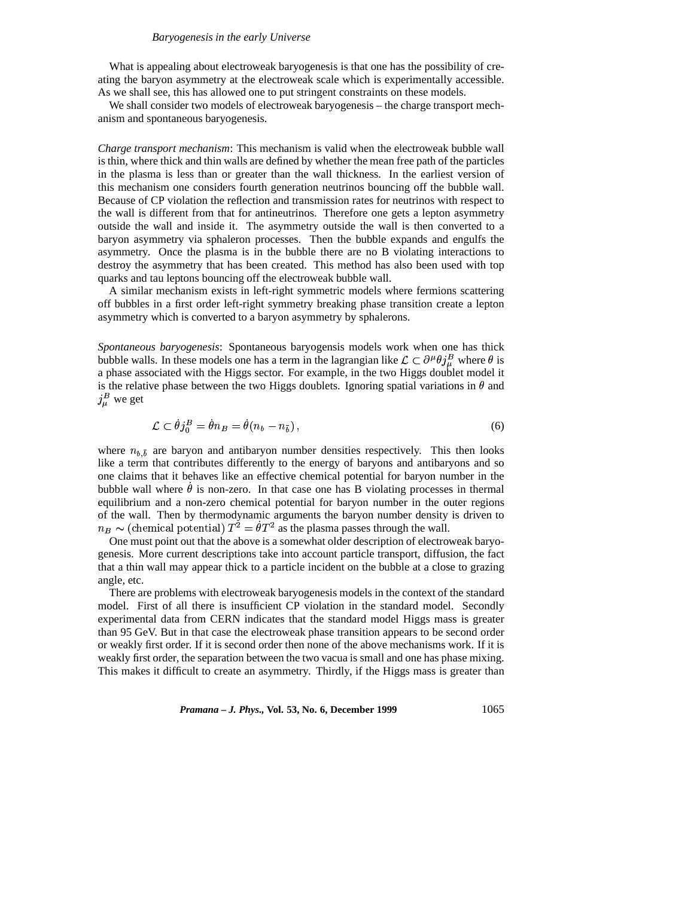What is appealing about electroweak baryogenesis is that one has the possibility of creating the baryon asymmetry at the electroweak scale which is experimentally accessible. As we shall see, this has allowed one to put stringent constraints on these models.

We shall consider two models of electroweak baryogenesis – the charge transport mechanism and spontaneous baryogenesis.

*Charge transport mechanism*: This mechanism is valid when the electroweak bubble wall is thin, where thick and thin walls are defined by whether the mean free path of the particles in the plasma is less than or greater than the wall thickness. In the earliest version of this mechanism one considers fourth generation neutrinos bouncing off the bubble wall. Because of CP violation the reflection and transmission rates for neutrinos with respect to the wall is different from that for antineutrinos. Therefore one gets a lepton asymmetry outside the wall and inside it. The asymmetry outside the wall is then converted to a baryon asymmetry via sphaleron processes. Then the bubble expands and engulfs the asymmetry. Once the plasma is in the bubble there are no B violating interactions to destroy the asymmetry that has been created. This method has also been used with top quarks and tau leptons bouncing off the electroweak bubble wall.

A similar mechanism exists in left-right symmetric models where fermions scattering off bubbles in a first order left-right symmetry breaking phase transition create a lepton asymmetry which is converted to a baryon asymmetry by sphalerons.

*Spontaneous baryogenesis*: Spontaneous baryogensis models work when one has thick bubble walls. In these models one has a term in the lagrangian like $\mathcal{L} \subset \partial^\mu \theta j^B_\mu$ where $\theta$ is a phase associated with the Higgs sector. For example, in the two Higgs doublet model it is the relative phase between the two Higgs doublets. Ignoring spatial variations in $\theta$ and $j^B_\mu$ we get

$$\mathcal{L} \subset \dot{\theta} j^B_0 = \dot{\theta} n_B = \dot{\theta}(n_b - n_{\bar{b}}), \tag{6}$$

where $n_{b,\bar{b}}$ are baryon and antibaryon number densities respectively. This then looks like a term that contributes differently to the energy of baryons and antibaryons and so one claims that it behaves like an effective chemical potential for baryon number in the bubble wall where $\dot{\theta}$ is non-zero. In that case one has B violating processes in thermal equilibrium and a non-zero chemical potential for baryon number in the outer regions of the wall. Then by thermodynamic arguments the baryon number density is driven to $n_B \sim (\text{chemical potential})\, T^2 = \dot{\theta} T^2$ as the plasma passes through the wall.

One must point out that the above is a somewhat older description of electroweak baryogenesis. More current descriptions take into account particle transport, diffusion, the fact that a thin wall may appear thick to a particle incident on the bubble at a close to grazing angle, etc.

There are problems with electroweak baryogenesis models in the context of the standard model. First of all there is insufficient CP violation in the standard model. Secondly experimental data from CERN indicates that the standard model Higgs mass is greater than 95 GeV. But in that case the electroweak phase transition appears to be second order or weakly first order. If it is second order then none of the above mechanisms work. If it is weakly first order, the separation between the two vacua is small and one has phase mixing. This makes it difficult to create an asymmetry. Thirdly, if the Higgs mass is greater than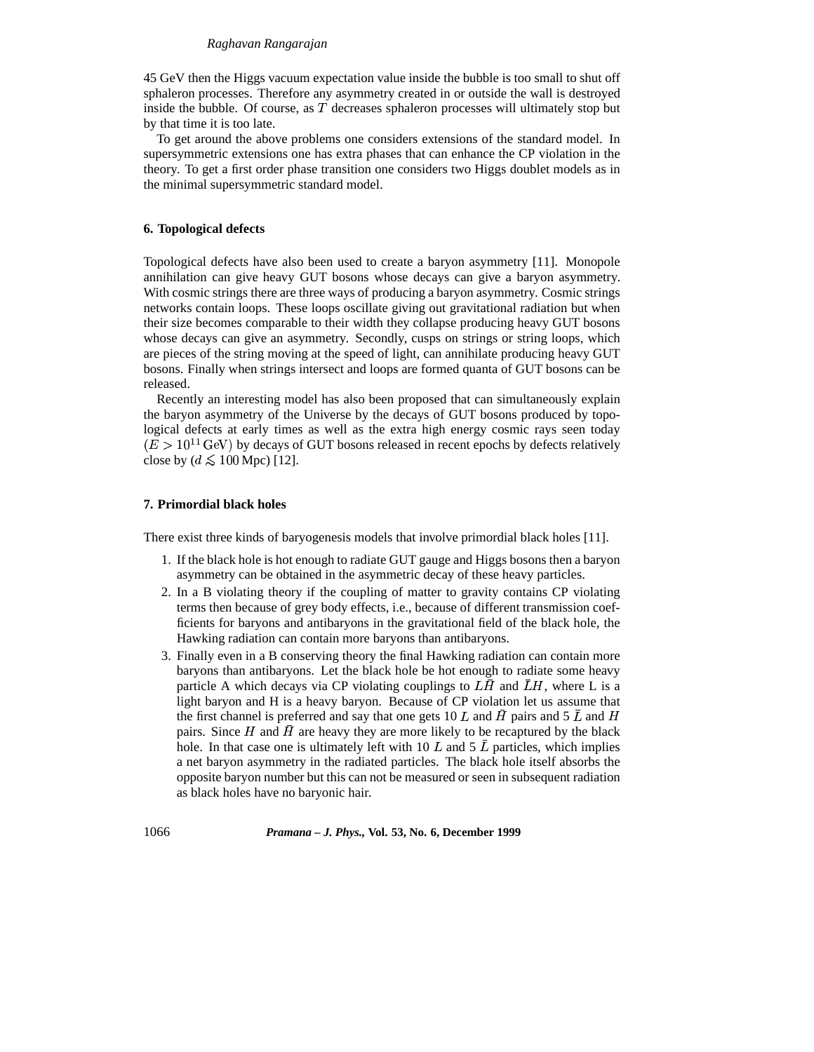45 GeV then the Higgs vacuum expectation value inside the bubble is too small to shut off sphaleron processes. Therefore any asymmetry created in or outside the wall is destroyed inside the bubble. Of course, as $T$ decreases sphaleron processes will ultimately stop but by that time it is too late.

To get around the above problems one considers extensions of the standard model. In supersymmetric extensions one has extra phases that can enhance the CP violation in the theory. To get a first order phase transition one considers two Higgs doublet models as in the minimal supersymmetric standard model.

## 6. Topological defects

Topological defects have also been used to create a baryon asymmetry [11]. Monopole annihilation can give heavy GUT bosons whose decays can give a baryon asymmetry. With cosmic strings there are three ways of producing a baryon asymmetry. Cosmic strings networks contain loops. These loops oscillate giving out gravitational radiation but when their size becomes comparable to their width they collapse producing heavy GUT bosons whose decays can give an asymmetry. Secondly, cusps on strings or string loops, which are pieces of the string moving at the speed of light, can annihilate producing heavy GUT bosons. Finally when strings intersect and loops are formed quanta of GUT bosons can be released.

Recently an interesting model has also been proposed that can simultaneously explain the baryon asymmetry of the Universe by the decays of GUT bosons produced by topological defects at early times as well as the extra high energy cosmic rays seen today $(E > 10^{11}\,\mathrm{GeV})$ by decays of GUT bosons released in recent epochs by defects relatively close by ($d \lesssim 100\,$Mpc) [12].

## 7. Primordial black holes

There exist three kinds of baryogenesis models that involve primordial black holes [11].

1. If the black hole is hot enough to radiate GUT gauge and Higgs bosons then a baryon asymmetry can be obtained in the asymmetric decay of these heavy particles.
2. In a B violating theory if the coupling of matter to gravity contains CP violating terms then because of grey body effects, i.e., because of different transmission coefficients for baryons and antibaryons in the gravitational field of the black hole, the Hawking radiation can contain more baryons than antibaryons.
3. Finally even in a B conserving theory the final Hawking radiation can contain more baryons than antibaryons. Let the black hole be hot enough to radiate some heavy particle A which decays via CP violating couplings to $L\bar{H}$ and $\bar{L}H$, where L is a light baryon and H is a heavy baryon. Because of CP violation let us assume that the first channel is preferred and say that one gets 10 $L$ and $\bar{H}$ pairs and 5 $\bar{L}$ and $H$ pairs. Since $H$ and $\bar{H}$ are heavy they are more likely to be recaptured by the black hole. In that case one is ultimately left with 10 $L$ and 5 $\bar{L}$ particles, which implies a net baryon asymmetry in the radiated particles. The black hole itself absorbs the opposite baryon number but this can not be measured or seen in subsequent radiation as black holes have no baryonic hair.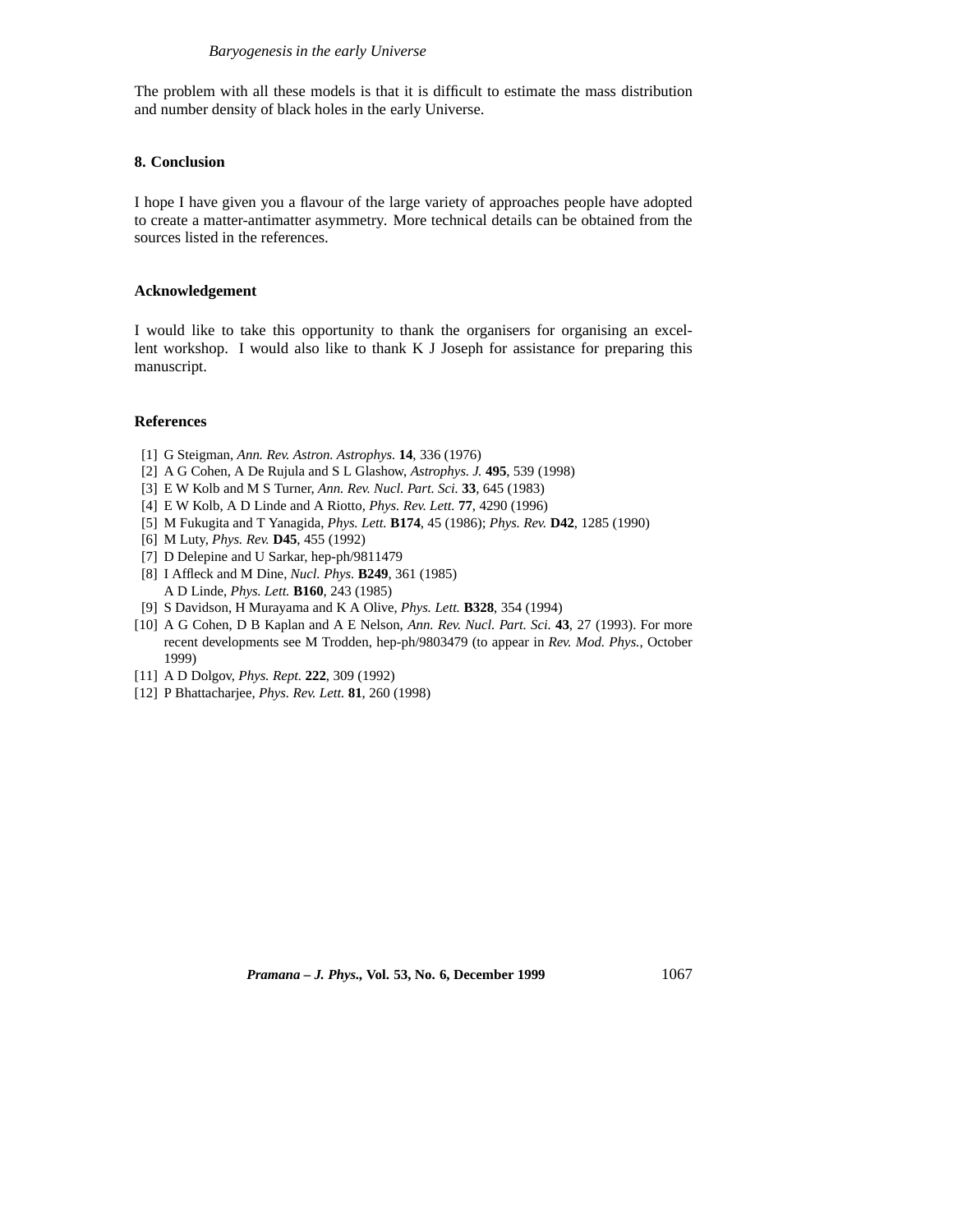The problem with all these models is that it is difficult to estimate the mass distribution and number density of black holes in the early Universe.

## 8. Conclusion

I hope I have given you a flavour of the large variety of approaches people have adopted to create a matter-antimatter asymmetry. More technical details can be obtained from the sources listed in the references.

## Acknowledgement

I would like to take this opportunity to thank the organisers for organising an excellent workshop. I would also like to thank K J Joseph for assistance for preparing this manuscript.

## References

[1] G Steigman, *Ann. Rev. Astron. Astrophys.* **14**, 336 (1976)
[2] A G Cohen, A De Rujula and S L Glashow, *Astrophys. J.* **495**, 539 (1998)
[3] E W Kolb and M S Turner, *Ann. Rev. Nucl. Part. Sci.* **33**, 645 (1983)
[4] E W Kolb, A D Linde and A Riotto, *Phys. Rev. Lett.* **77**, 4290 (1996)
[5] M Fukugita and T Yanagida, *Phys. Lett.* **B174**, 45 (1986); *Phys. Rev.* **D42**, 1285 (1990)
[6] M Luty, *Phys. Rev.* **D45**, 455 (1992)
[7] D Delepine and U Sarkar, hep-ph/9811479
[8] I Affleck and M Dine, *Nucl. Phys.* **B249**, 361 (1985)
A D Linde, *Phys. Lett.* **B160**, 243 (1985)
[9] S Davidson, H Murayama and K A Olive, *Phys. Lett.* **B328**, 354 (1994)
[10] A G Cohen, D B Kaplan and A E Nelson, *Ann. Rev. Nucl. Part. Sci.* **43**, 27 (1993). For more recent developments see M Trodden, hep-ph/9803479 (to appear in *Rev. Mod. Phys.*, October 1999)
[11] A D Dolgov, *Phys. Rept.* **222**, 309 (1992)
[12] P Bhattacharjee, *Phys. Rev. Lett.* **81**, 260 (1998)